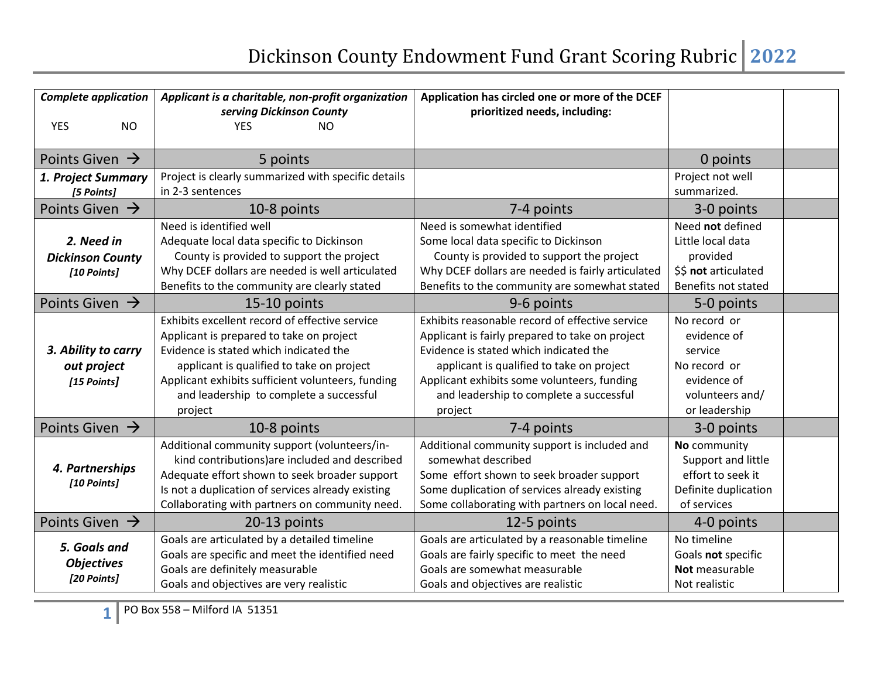# Dickinson County Endowment Fund Grant Scoring Rubric 2022

| ***Complete application*** YES NO | ***Applicant is a charitable, non-profit organization serving Dickinson County*** YES NO | **Application has circled one or more of the DCEF prioritized needs, including:** | | |
|---|---|---|---|---|
| Points Given → | 5 points | | 0 points | |
| ***1. Project Summary*** ***[5 Points]*** | Project is clearly summarized with specific details in 2-3 sentences | | Project not well summarized. | |
| Points Given → | 10-8 points | 7-4 points | 3-0 points | |
| ***2. Need in Dickinson County*** ***[10 Points]*** | Need is identified well<br>Adequate local data specific to Dickinson County is provided to support the project<br>Why DCEF dollars are needed is well articulated<br>Benefits to the community are clearly stated | Need is somewhat identified<br>Some local data specific to Dickinson County is provided to support the project<br>Why DCEF dollars are needed is fairly articulated<br>Benefits to the community are somewhat stated | Need **not** defined<br>Little local data provided<br>$$ **not** articulated<br>Benefits not stated | |
| Points Given → | 15-10 points | 9-6 points | 5-0 points | |
| ***3. Ability to carry out project*** ***[15 Points]*** | Exhibits excellent record of effective service<br>Applicant is prepared to take on project<br>Evidence is stated which indicated the applicant is qualified to take on project<br>Applicant exhibits sufficient volunteers, funding and leadership to complete a successful project | Exhibits reasonable record of effective service<br>Applicant is fairly prepared to take on project<br>Evidence is stated which indicated the applicant is qualified to take on project<br>Applicant exhibits some volunteers, funding and leadership to complete a successful project | No record or evidence of service<br>No record or evidence of volunteers and/ or leadership | |
| Points Given → | 10-8 points | 7-4 points | 3-0 points | |
| ***4. Partnerships*** ***[10 Points]*** | Additional community support (volunteers/in-kind contributions)are included and described<br>Adequate effort shown to seek broader support<br>Is not a duplication of services already existing<br>Collaborating with partners on community need. | Additional community support is included and somewhat described<br>Some effort shown to seek broader support<br>Some duplication of services already existing<br>Some collaborating with partners on local need. | **No** community Support and little effort to seek it<br>Definite duplication of services | |
| Points Given → | 20-13 points | 12-5 points | 4-0 points | |
| ***5. Goals and Objectives*** ***[20 Points]*** | Goals are articulated by a detailed timeline<br>Goals are specific and meet the identified need<br>Goals are definitely measurable<br>Goals and objectives are very realistic | Goals are articulated by a reasonable timeline<br>Goals are fairly specific to meet the need<br>Goals are somewhat measurable<br>Goals and objectives are realistic | No timeline<br>Goals **not** specific<br>**Not** measurable<br>Not realistic | |

PO Box 558 – Milford IA 51351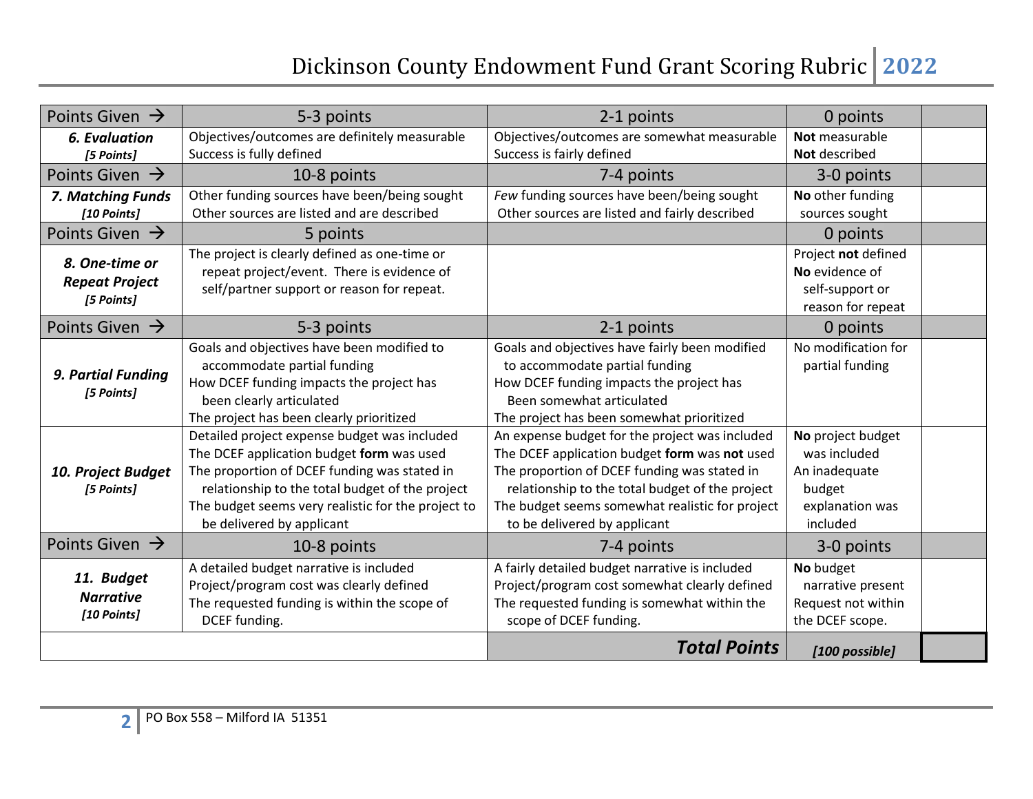# Dickinson County Endowment Fund Grant Scoring Rubric 2022

| Points Given → | 5-3 points | 2-1 points | 0 points | |
|---|---|---|---|---|
| ***6. Evaluation*** *[5 Points]* | Objectives/outcomes are definitely measurable<br>Success is fully defined | Objectives/outcomes are somewhat measurable<br>Success is fairly defined | **Not** measurable<br>**Not** described | |
| **Points Given →** | **10-8 points** | **7-4 points** | **3-0 points** | |
| ***7. Matching Funds*** *[10 Points]* | Other funding sources have been/being sought<br>Other sources are listed and are described | *Few* funding sources have been/being sought<br>Other sources are listed and fairly described | **No** other funding sources sought | |
| **Points Given →** | **5 points** | | **0 points** | |
| ***8. One-time or Repeat Project*** *[5 Points]* | The project is clearly defined as one-time or repeat project/event. There is evidence of self/partner support or reason for repeat. | | Project **not** defined<br>**No** evidence of self-support or reason for repeat | |
| **Points Given →** | **5-3 points** | **2-1 points** | **0 points** | |
| ***9. Partial Funding*** *[5 Points]* | Goals and objectives have been modified to accommodate partial funding<br>How DCEF funding impacts the project has been clearly articulated<br>The project has been clearly prioritized | Goals and objectives have fairly been modified to accommodate partial funding<br>How DCEF funding impacts the project has Been somewhat articulated<br>The project has been somewhat prioritized | No modification for partial funding | |
| ***10. Project Budget*** *[5 Points]* | Detailed project expense budget was included<br>The DCEF application budget **form** was used<br>The proportion of DCEF funding was stated in relationship to the total budget of the project<br>The budget seems very realistic for the project to be delivered by applicant | An expense budget for the project was included<br>The DCEF application budget **form** was **not** used<br>The proportion of DCEF funding was stated in relationship to the total budget of the project<br>The budget seems somewhat realistic for project to be delivered by applicant | **No** project budget was included<br>An inadequate budget explanation was included | |
| **Points Given →** | **10-8 points** | **7-4 points** | **3-0 points** | |
| ***11. Budget Narrative*** *[10 Points]* | A detailed budget narrative is included<br>Project/program cost was clearly defined<br>The requested funding is within the scope of DCEF funding. | A fairly detailed budget narrative is included<br>Project/program cost somewhat clearly defined<br>The requested funding is somewhat within the scope of DCEF funding. | **No** budget narrative present<br>Request not within the DCEF scope. | |
| | | ***Total Points*** | ***[100 possible]*** | |

PO Box 558 – Milford IA 51351